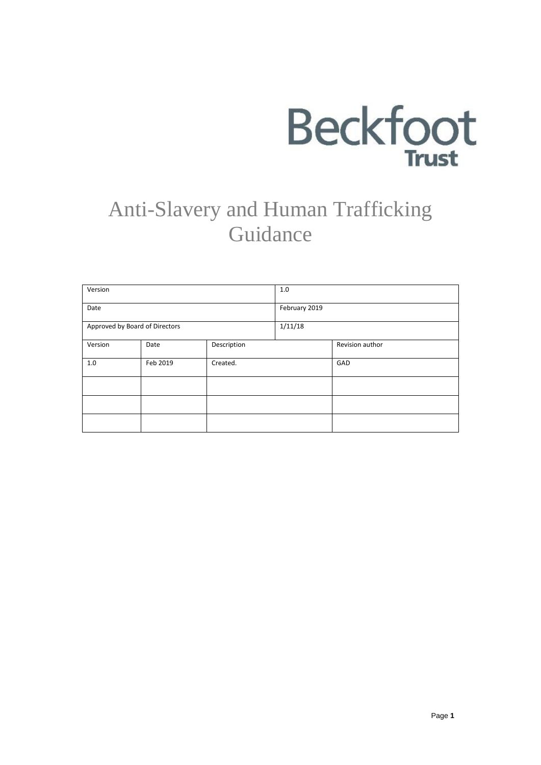Beckfoot Trust

# Anti-Slavery and Human Trafficking Guidance

| Version | | | 1.0 | |
|---|---|---|---|---|
| Date | | | February 2019 | |
| Approved by Board of Directors | | | 1/11/18 | |
| Version | Date | Description | | Revision author |
| 1.0 | Feb 2019 | Created. | | GAD |
| | | | | |
| | | | | |
| | | | | |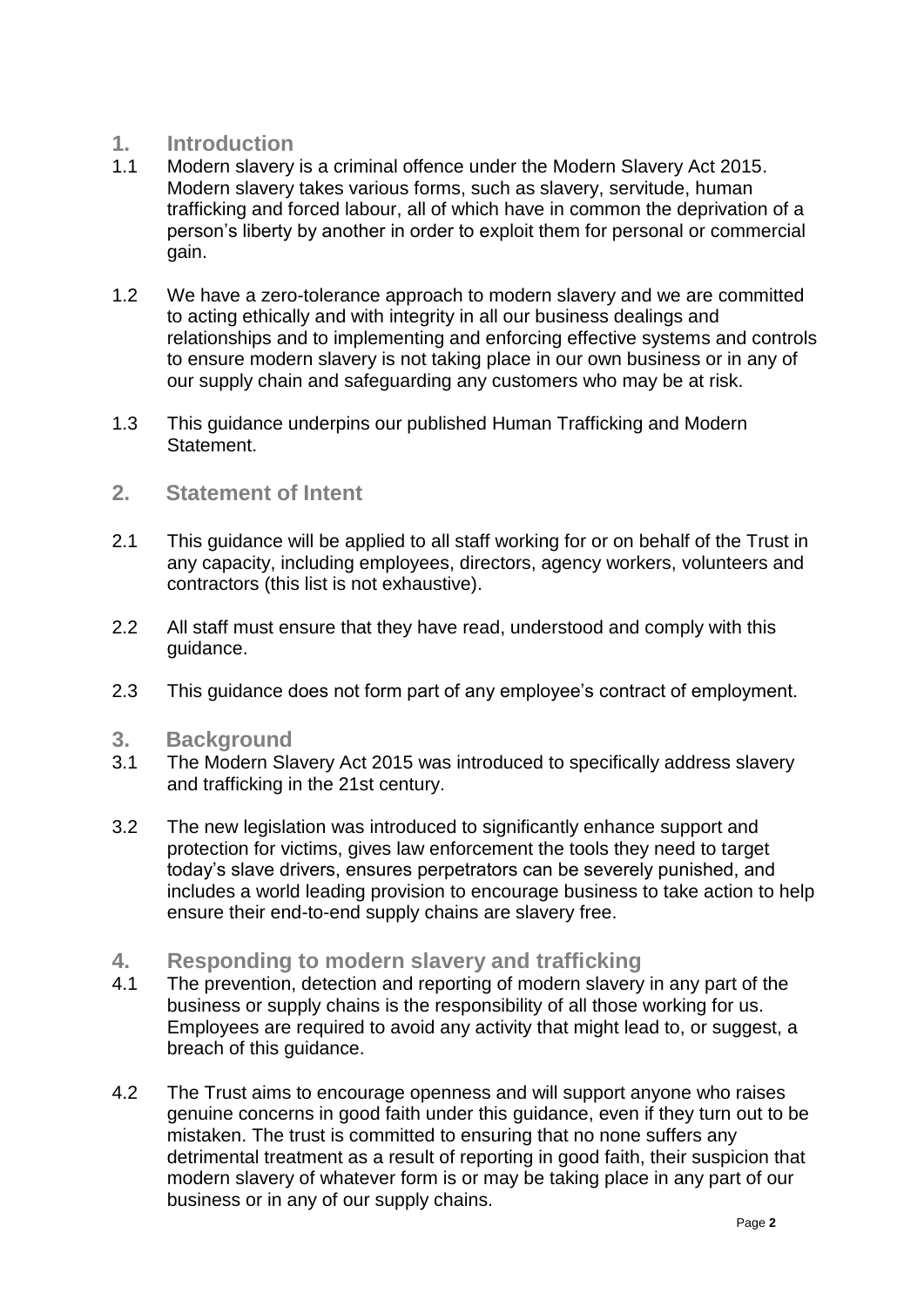## 1. Introduction

1.1 Modern slavery is a criminal offence under the Modern Slavery Act 2015. Modern slavery takes various forms, such as slavery, servitude, human trafficking and forced labour, all of which have in common the deprivation of a person's liberty by another in order to exploit them for personal or commercial gain.

1.2 We have a zero-tolerance approach to modern slavery and we are committed to acting ethically and with integrity in all our business dealings and relationships and to implementing and enforcing effective systems and controls to ensure modern slavery is not taking place in our own business or in any of our supply chain and safeguarding any customers who may be at risk.

1.3 This guidance underpins our published Human Trafficking and Modern Statement.

## 2. Statement of Intent

2.1 This guidance will be applied to all staff working for or on behalf of the Trust in any capacity, including employees, directors, agency workers, volunteers and contractors (this list is not exhaustive).

2.2 All staff must ensure that they have read, understood and comply with this guidance.

2.3 This guidance does not form part of any employee's contract of employment.

## 3. Background

3.1 The Modern Slavery Act 2015 was introduced to specifically address slavery and trafficking in the 21st century.

3.2 The new legislation was introduced to significantly enhance support and protection for victims, gives law enforcement the tools they need to target today's slave drivers, ensures perpetrators can be severely punished, and includes a world leading provision to encourage business to take action to help ensure their end-to-end supply chains are slavery free.

## 4. Responding to modern slavery and trafficking

4.1 The prevention, detection and reporting of modern slavery in any part of the business or supply chains is the responsibility of all those working for us. Employees are required to avoid any activity that might lead to, or suggest, a breach of this guidance.

4.2 The Trust aims to encourage openness and will support anyone who raises genuine concerns in good faith under this guidance, even if they turn out to be mistaken. The trust is committed to ensuring that no none suffers any detrimental treatment as a result of reporting in good faith, their suspicion that modern slavery of whatever form is or may be taking place in any part of our business or in any of our supply chains.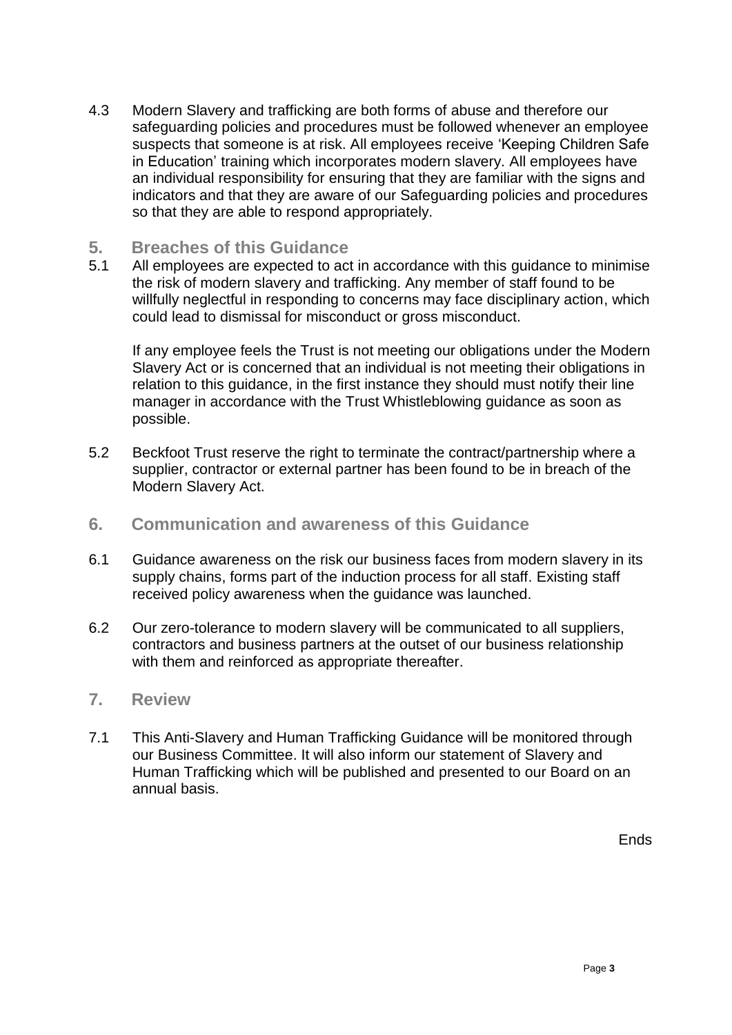4.3 Modern Slavery and trafficking are both forms of abuse and therefore our safeguarding policies and procedures must be followed whenever an employee suspects that someone is at risk. All employees receive 'Keeping Children Safe in Education' training which incorporates modern slavery. All employees have an individual responsibility for ensuring that they are familiar with the signs and indicators and that they are aware of our Safeguarding policies and procedures so that they are able to respond appropriately.

## 5. Breaches of this Guidance

5.1 All employees are expected to act in accordance with this guidance to minimise the risk of modern slavery and trafficking. Any member of staff found to be willfully neglectful in responding to concerns may face disciplinary action, which could lead to dismissal for misconduct or gross misconduct.

If any employee feels the Trust is not meeting our obligations under the Modern Slavery Act or is concerned that an individual is not meeting their obligations in relation to this guidance, in the first instance they should must notify their line manager in accordance with the Trust Whistleblowing guidance as soon as possible.

5.2 Beckfoot Trust reserve the right to terminate the contract/partnership where a supplier, contractor or external partner has been found to be in breach of the Modern Slavery Act.

## 6. Communication and awareness of this Guidance

6.1 Guidance awareness on the risk our business faces from modern slavery in its supply chains, forms part of the induction process for all staff. Existing staff received policy awareness when the guidance was launched.

6.2 Our zero-tolerance to modern slavery will be communicated to all suppliers, contractors and business partners at the outset of our business relationship with them and reinforced as appropriate thereafter.

## 7. Review

7.1 This Anti-Slavery and Human Trafficking Guidance will be monitored through our Business Committee. It will also inform our statement of Slavery and Human Trafficking which will be published and presented to our Board on an annual basis.

Ends